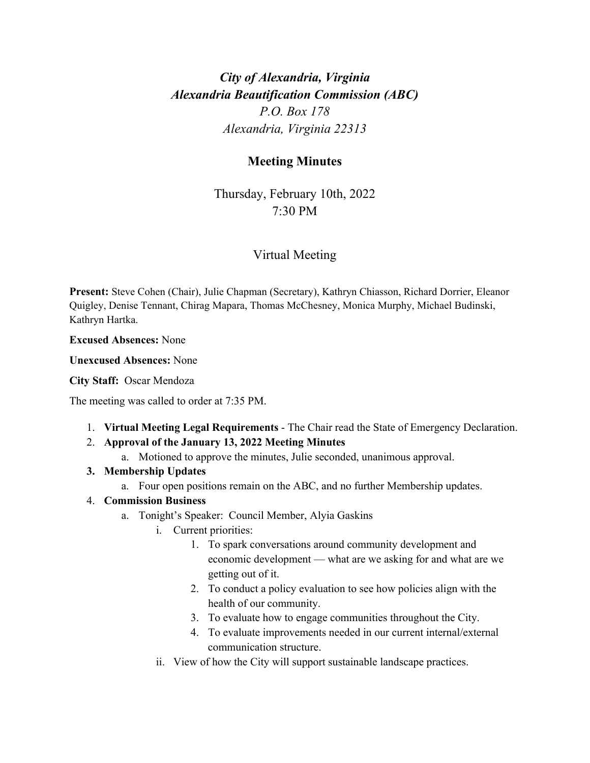*City of Alexandria, Virginia*
*Alexandria Beautification Commission (ABC)*
*P.O. Box 178*
*Alexandria, Virginia 22313*

## Meeting Minutes

Thursday, February 10th, 2022
7:30 PM

Virtual Meeting

**Present:** Steve Cohen (Chair), Julie Chapman (Secretary), Kathryn Chiasson, Richard Dorrier, Eleanor Quigley, Denise Tennant, Chirag Mapara, Thomas McChesney, Monica Murphy, Michael Budinski, Kathryn Hartka.

**Excused Absences:** None

**Unexcused Absences:** None

**City Staff:** Oscar Mendoza

The meeting was called to order at 7:35 PM.

1. **Virtual Meeting Legal Requirements** - The Chair read the State of Emergency Declaration.
2. **Approval of the January 13, 2022 Meeting Minutes**
   a. Motioned to approve the minutes, Julie seconded, unanimous approval.
3. **Membership Updates**
   a. Four open positions remain on the ABC, and no further Membership updates.
4. **Commission Business**
   a. Tonight's Speaker: Council Member, Alyia Gaskins
      i. Current priorities:
         1. To spark conversations around community development and economic development — what are we asking for and what are we getting out of it.
         2. To conduct a policy evaluation to see how policies align with the health of our community.
         3. To evaluate how to engage communities throughout the City.
         4. To evaluate improvements needed in our current internal/external communication structure.
      ii. View of how the City will support sustainable landscape practices.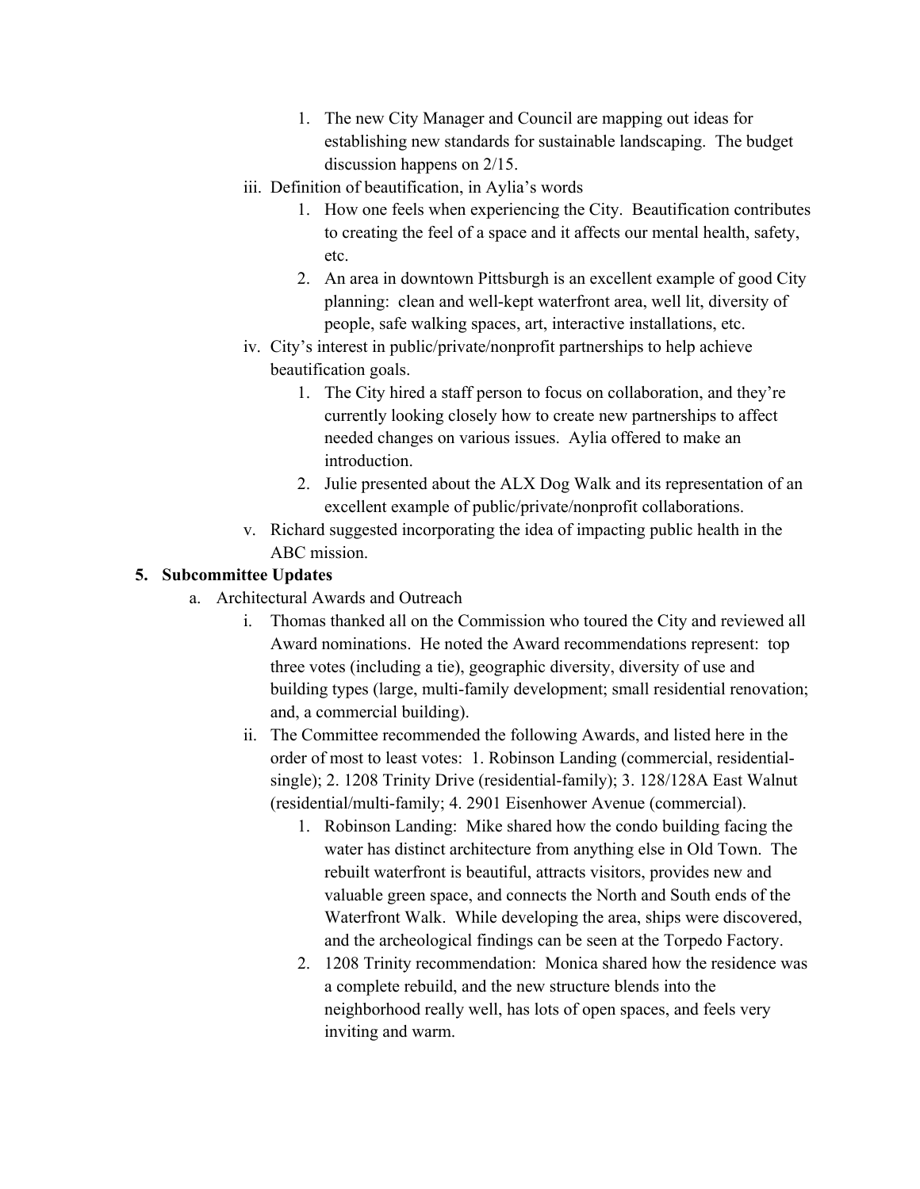1. The new City Manager and Council are mapping out ideas for establishing new standards for sustainable landscaping. The budget discussion happens on 2/15.

iii. Definition of beautification, in Aylia's words

1. How one feels when experiencing the City. Beautification contributes to creating the feel of a space and it affects our mental health, safety, etc.
2. An area in downtown Pittsburgh is an excellent example of good City planning: clean and well-kept waterfront area, well lit, diversity of people, safe walking spaces, art, interactive installations, etc.

iv. City's interest in public/private/nonprofit partnerships to help achieve beautification goals.

1. The City hired a staff person to focus on collaboration, and they're currently looking closely how to create new partnerships to affect needed changes on various issues. Aylia offered to make an introduction.
2. Julie presented about the ALX Dog Walk and its representation of an excellent example of public/private/nonprofit collaborations.

v. Richard suggested incorporating the idea of impacting public health in the ABC mission.

**5. Subcommittee Updates**

a. Architectural Awards and Outreach

i. Thomas thanked all on the Commission who toured the City and reviewed all Award nominations. He noted the Award recommendations represent: top three votes (including a tie), geographic diversity, diversity of use and building types (large, multi-family development; small residential renovation; and, a commercial building).

ii. The Committee recommended the following Awards, and listed here in the order of most to least votes: 1. Robinson Landing (commercial, residential-single); 2. 1208 Trinity Drive (residential-family); 3. 128/128A East Walnut (residential/multi-family; 4. 2901 Eisenhower Avenue (commercial).

1. Robinson Landing: Mike shared how the condo building facing the water has distinct architecture from anything else in Old Town. The rebuilt waterfront is beautiful, attracts visitors, provides new and valuable green space, and connects the North and South ends of the Waterfront Walk. While developing the area, ships were discovered, and the archeological findings can be seen at the Torpedo Factory.
2. 1208 Trinity recommendation: Monica shared how the residence was a complete rebuild, and the new structure blends into the neighborhood really well, has lots of open spaces, and feels very inviting and warm.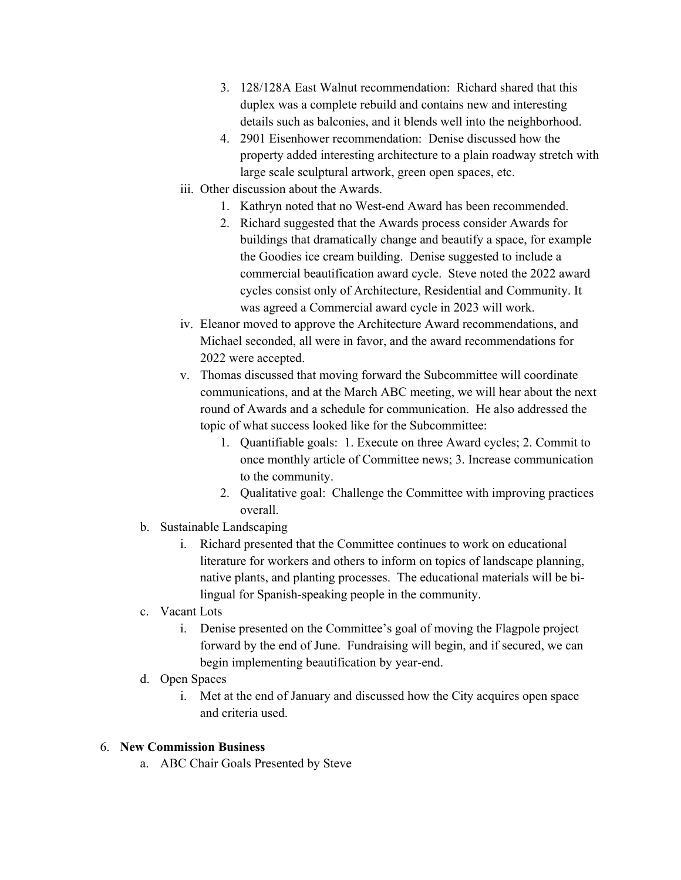3. 128/128A East Walnut recommendation: Richard shared that this duplex was a complete rebuild and contains new and interesting details such as balconies, and it blends well into the neighborhood.
      4. 2901 Eisenhower recommendation: Denise discussed how the property added interesting architecture to a plain roadway stretch with large scale sculptural artwork, green open spaces, etc.

   iii. Other discussion about the Awards.
      1. Kathryn noted that no West-end Award has been recommended.
      2. Richard suggested that the Awards process consider Awards for buildings that dramatically change and beautify a space, for example the Goodies ice cream building. Denise suggested to include a commercial beautification award cycle. Steve noted the 2022 award cycles consist only of Architecture, Residential and Community. It was agreed a Commercial award cycle in 2023 will work.

   iv. Eleanor moved to approve the Architecture Award recommendations, and Michael seconded, all were in favor, and the award recommendations for 2022 were accepted.

   v. Thomas discussed that moving forward the Subcommittee will coordinate communications, and at the March ABC meeting, we will hear about the next round of Awards and a schedule for communication. He also addressed the topic of what success looked like for the Subcommittee:
      1. Quantifiable goals: 1. Execute on three Award cycles; 2. Commit to once monthly article of Committee news; 3. Increase communication to the community.
      2. Qualitative goal: Challenge the Committee with improving practices overall.

b. Sustainable Landscaping
   i. Richard presented that the Committee continues to work on educational literature for workers and others to inform on topics of landscape planning, native plants, and planting processes. The educational materials will be bi-lingual for Spanish-speaking people in the community.

c. Vacant Lots
   i. Denise presented on the Committee's goal of moving the Flagpole project forward by the end of June. Fundraising will begin, and if secured, we can begin implementing beautification by year-end.

d. Open Spaces
   i. Met at the end of January and discussed how the City acquires open space and criteria used.

6. **New Commission Business**
   a. ABC Chair Goals Presented by Steve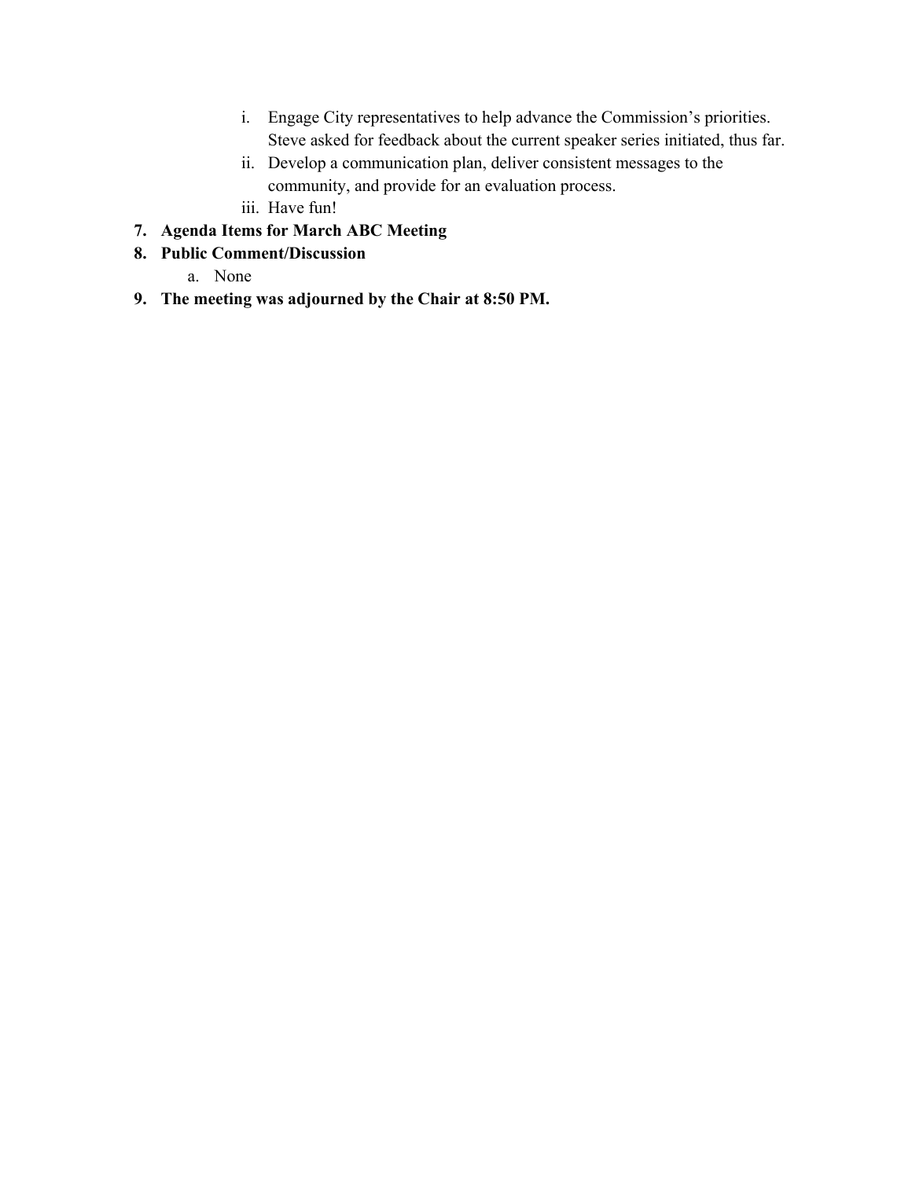i. Engage City representatives to help advance the Commission's priorities. Steve asked for feedback about the current speaker series initiated, thus far.
  ii. Develop a communication plan, deliver consistent messages to the community, and provide for an evaluation process.
  iii. Have fun!

7. **Agenda Items for March ABC Meeting**
8. **Public Comment/Discussion**
   a. None
9. **The meeting was adjourned by the Chair at 8:50 PM.**